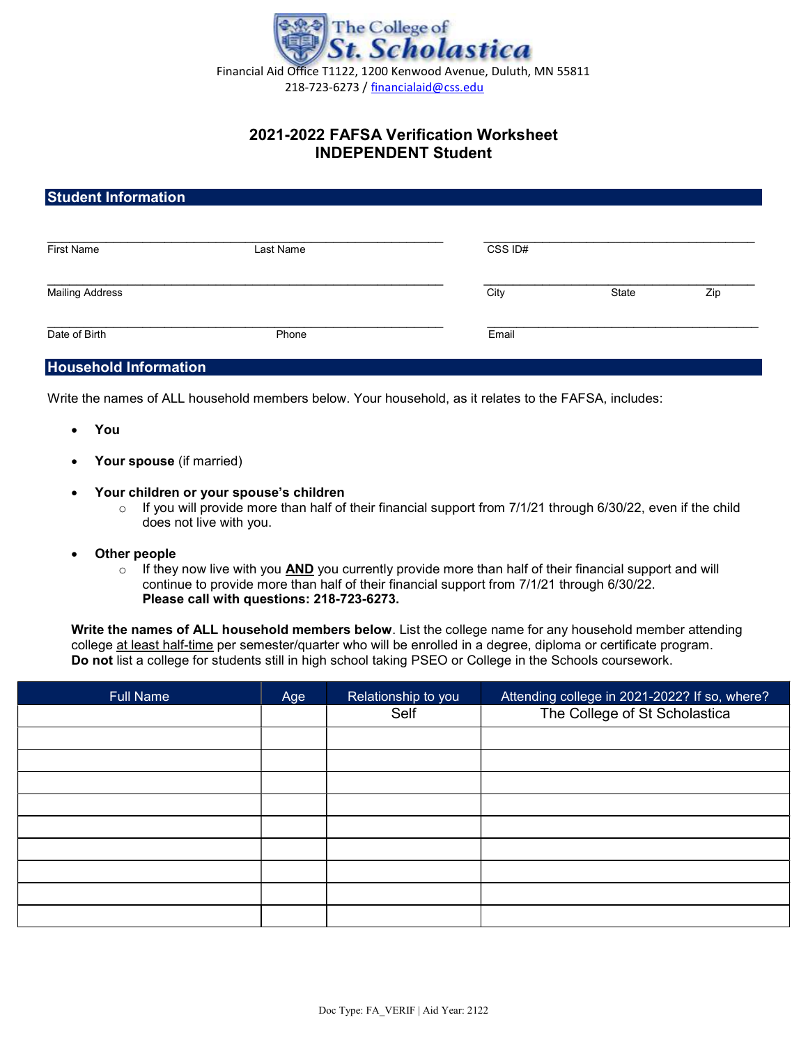The College of St. Scholastica

Financial Aid Office T1122, 1200 Kenwood Avenue, Duluth, MN 55811
218-723-6273 / financialaid@css.edu

# 2021-2022 FAFSA Verification Worksheet
# INDEPENDENT Student

## Student Information

First Name ____________ Last Name ____________ CSS ID# ____________

Mailing Address ____________ City ____________ State ____________ Zip ____________

Date of Birth ____________ Phone ____________ Email ____________

## Household Information

Write the names of ALL household members below. Your household, as it relates to the FAFSA, includes:

- **You**
- **Your spouse** (if married)
- **Your children or your spouse's children**
  - If you will provide more than half of their financial support from 7/1/21 through 6/30/22, even if the child does not live with you.
- **Other people**
  - If they now live with you **AND** you currently provide more than half of their financial support and will continue to provide more than half of their financial support from 7/1/21 through 6/30/22. **Please call with questions: 218-723-6273.**

**Write the names of ALL household members below**. List the college name for any household member attending college at least half-time per semester/quarter who will be enrolled in a degree, diploma or certificate program. **Do not** list a college for students still in high school taking PSEO or College in the Schools coursework.

| Full Name | Age | Relationship to you | Attending college in 2021-2022? If so, where? |
|---|---|---|---|
| | | Self | The College of St Scholastica |
| | | | |
| | | | |
| | | | |
| | | | |
| | | | |
| | | | |
| | | | |
| | | | |
| | | | |

Doc Type: FA_VERIF | Aid Year: 2122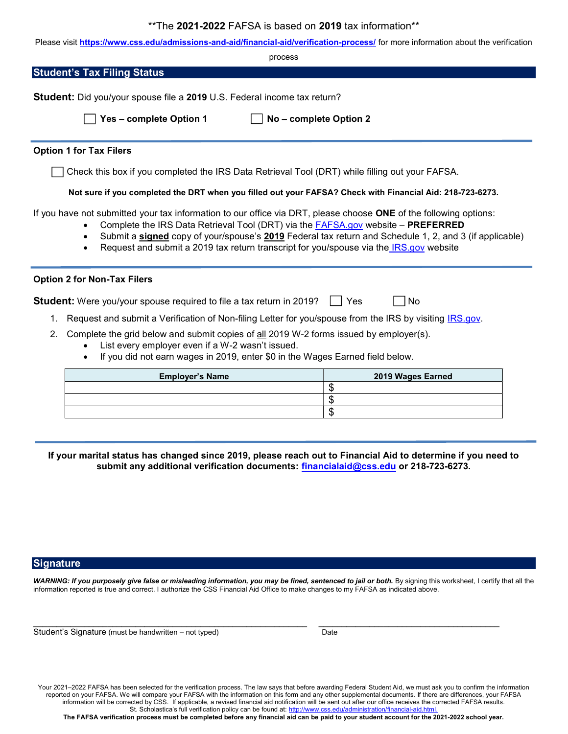**The **2021-2022** FAFSA is based on **2019** tax information**

Please visit **https://www.css.edu/admissions-and-aid/financial-aid/verification-process/** for more information about the verification process

## Student's Tax Filing Status

**Student:** Did you/your spouse file a **2019** U.S. Federal income tax return?

☐ **Yes – complete Option 1** ☐ **No – complete Option 2**

### Option 1 for Tax Filers

☐ Check this box if you completed the IRS Data Retrieval Tool (DRT) while filling out your FAFSA.

**Not sure if you completed the DRT when you filled out your FAFSA? Check with Financial Aid: 218-723-6273.**

If you have not submitted your tax information to our office via DRT, please choose **ONE** of the following options:

- Complete the IRS Data Retrieval Tool (DRT) via the FAFSA.gov website – **PREFERRED**
- Submit a **signed** copy of your/spouse's **2019** Federal tax return and Schedule 1, 2, and 3 (if applicable)
- Request and submit a 2019 tax return transcript for you/spouse via the IRS.gov website

### Option 2 for Non-Tax Filers

**Student:** Were you/your spouse required to file a tax return in 2019? ☐ Yes ☐ No

1. Request and submit a Verification of Non-filing Letter for you/spouse from the IRS by visiting IRS.gov.
2. Complete the grid below and submit copies of all 2019 W-2 forms issued by employer(s).
   - List every employer even if a W-2 wasn't issued.
   - If you did not earn wages in 2019, enter $0 in the Wages Earned field below.

| Employer's Name | 2019 Wages Earned |
|---|---|
| | $ |
| | $ |
| | $ |

**If your marital status has changed since 2019, please reach out to Financial Aid to determine if you need to submit any additional verification documents: financialaid@css.edu or 218-723-6273.**

## Signature

***WARNING: If you purposely give false or misleading information, you may be fined, sentenced to jail or both.*** By signing this worksheet, I certify that all the information reported is true and correct. I authorize the CSS Financial Aid Office to make changes to my FAFSA as indicated above.

\_\_\_\_\_\_\_\_\_\_\_\_\_\_\_\_\_\_\_\_\_\_\_\_\_\_\_\_\_\_\_\_\_\_\_\_\_\_\_\_ \_\_\_\_\_\_\_\_\_\_\_\_\_\_\_\_\_\_\_\_\_\_\_\_\_\_\_\_\_

Student's Signature (must be handwritten – not typed) Date

Your 2021–2022 FAFSA has been selected for the verification process. The law says that before awarding Federal Student Aid, we must ask you to confirm the information reported on your FAFSA. We will compare your FAFSA with the information on this form and any other supplemental documents. If there are differences, your FAFSA information will be corrected by CSS. If applicable, a revised financial aid notification will be sent out after our office receives the corrected FAFSA results. St. Scholastica's full verification policy can be found at: http://www.css.edu/administration/financial-aid.html.

**The FAFSA verification process must be completed before any financial aid can be paid to your student account for the 2021-2022 school year.**